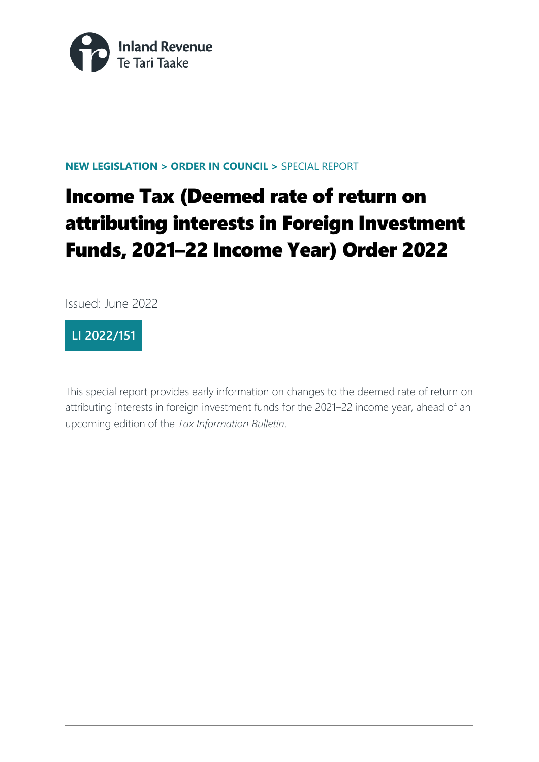Inland Revenue
Te Tari Taake

**NEW LEGISLATION > ORDER IN COUNCIL >** SPECIAL REPORT

# Income Tax (Deemed rate of return on attributing interests in Foreign Investment Funds, 2021–22 Income Year) Order 2022

Issued: June 2022

**LI 2022/151**

This special report provides early information on changes to the deemed rate of return on attributing interests in foreign investment funds for the 2021–22 income year, ahead of an upcoming edition of the *Tax Information Bulletin*.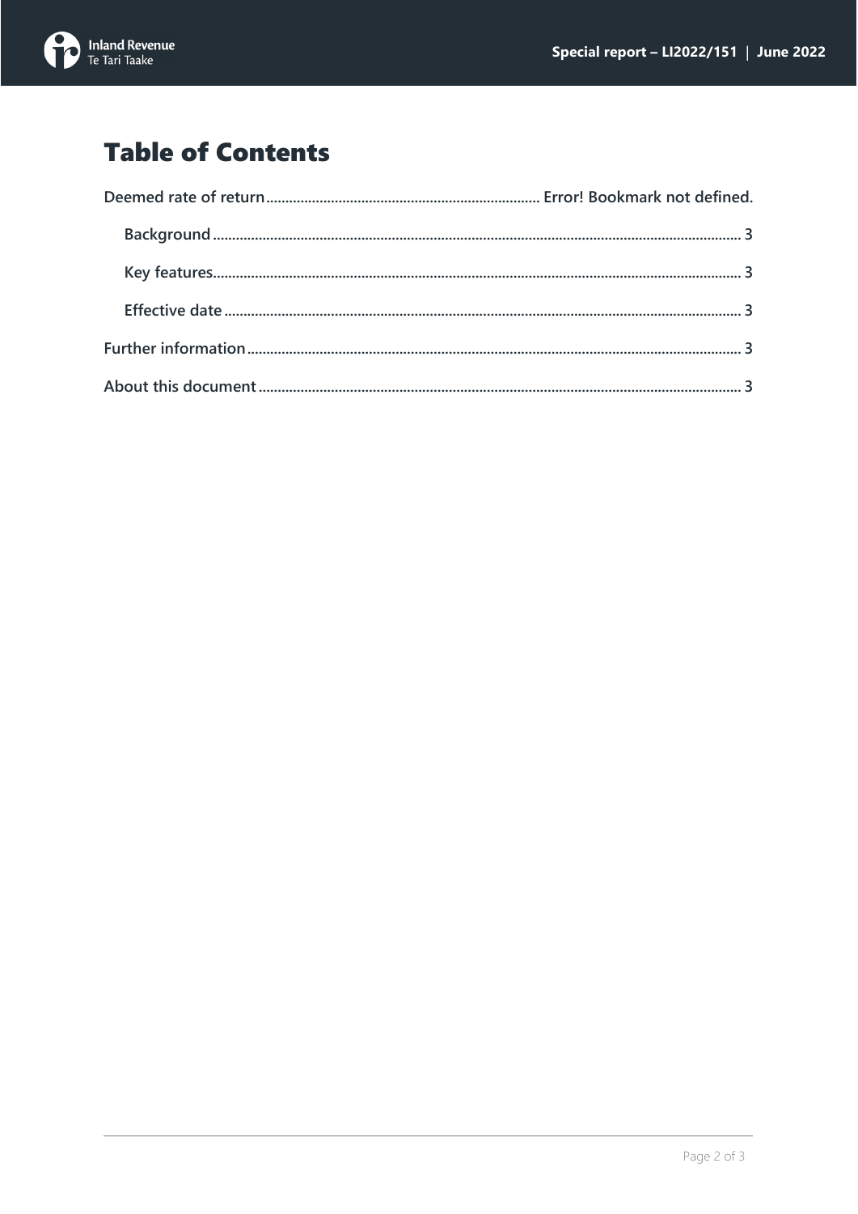# Table of Contents

Deemed rate of return........................................................................ Error! Bookmark not defined.

- Background........................................................................................................................................ 3
- Key features........................................................................................................................................ 3
- Effective date ...................................................................................................................................... 3

Further information................................................................................................................................ 3

About this document............................................................................................................................. 3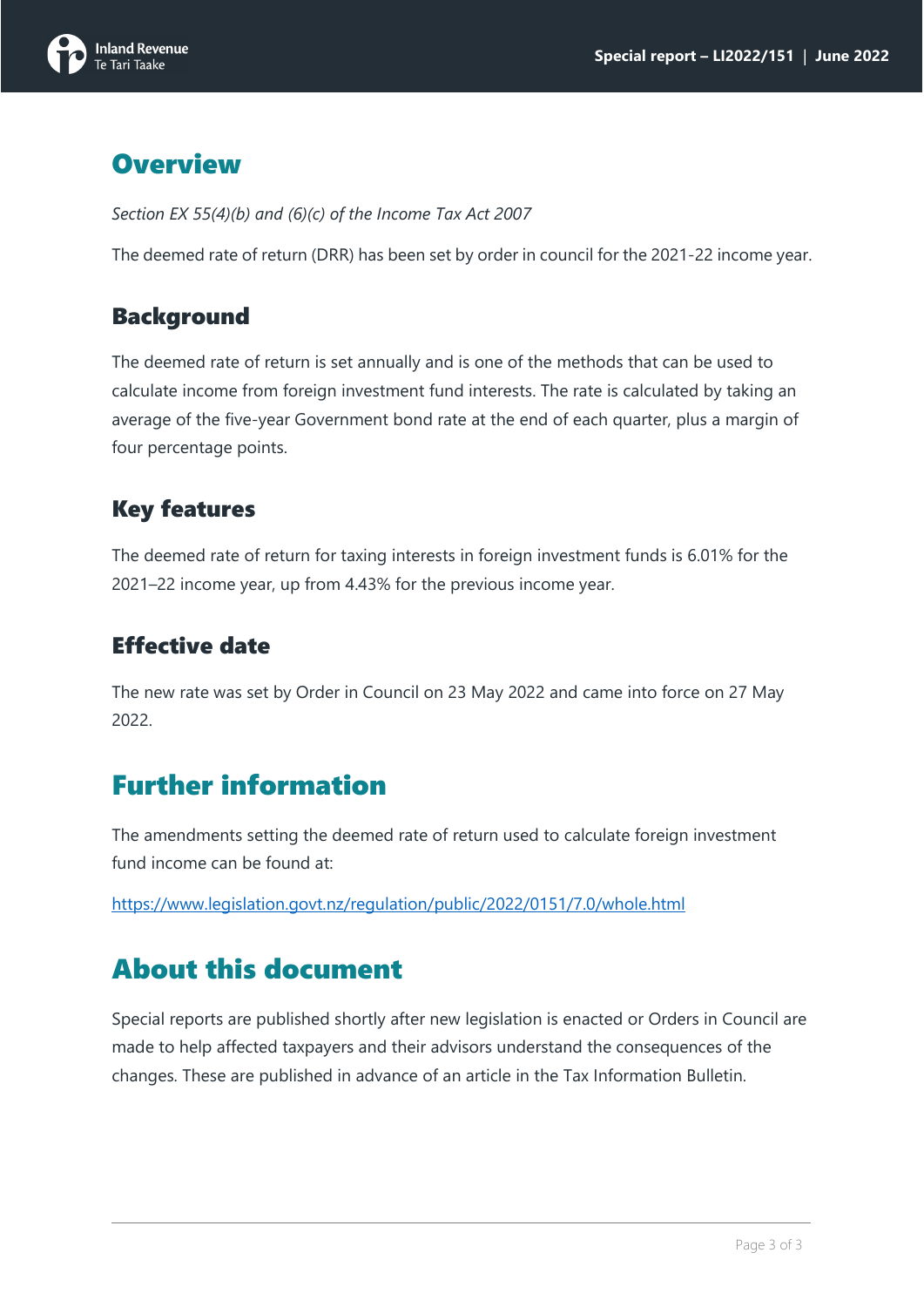# Overview

*Section EX 55(4)(b) and (6)(c) of the Income Tax Act 2007*

The deemed rate of return (DRR) has been set by order in council for the 2021-22 income year.

## Background

The deemed rate of return is set annually and is one of the methods that can be used to calculate income from foreign investment fund interests. The rate is calculated by taking an average of the five-year Government bond rate at the end of each quarter, plus a margin of four percentage points.

## Key features

The deemed rate of return for taxing interests in foreign investment funds is 6.01% for the 2021–22 income year, up from 4.43% for the previous income year.

## Effective date

The new rate was set by Order in Council on 23 May 2022 and came into force on 27 May 2022.

# Further information

The amendments setting the deemed rate of return used to calculate foreign investment fund income can be found at:

https://www.legislation.govt.nz/regulation/public/2022/0151/7.0/whole.html

# About this document

Special reports are published shortly after new legislation is enacted or Orders in Council are made to help affected taxpayers and their advisors understand the consequences of the changes. These are published in advance of an article in the Tax Information Bulletin.